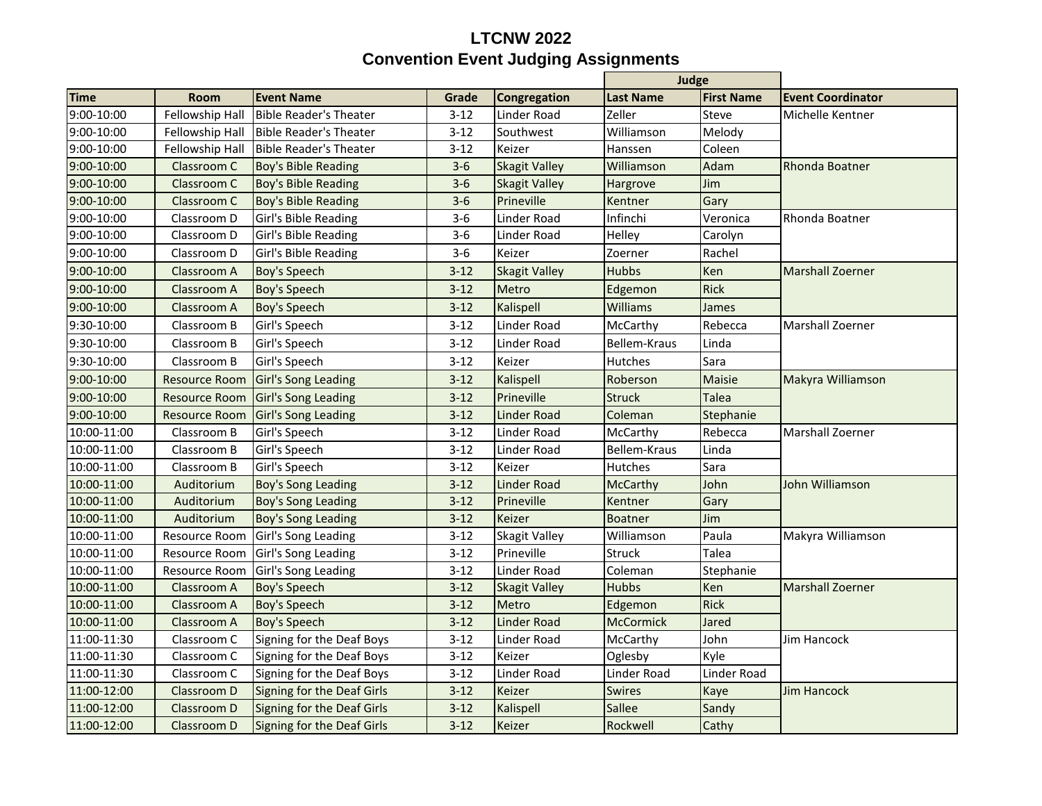# LTCNW 2022
## Convention Event Judging Assignments

| Time | Room | Event Name | Grade | Congregation | Judge | | Event Coordinator |
|---|---|---|---|---|---|---|---|
| | | | | | Last Name | First Name | |
| 9:00-10:00 | Fellowship Hall | Bible Reader's Theater | 3-12 | Linder Road | Zeller | Steve | Michelle Kentner |
| 9:00-10:00 | Fellowship Hall | Bible Reader's Theater | 3-12 | Southwest | Williamson | Melody | |
| 9:00-10:00 | Fellowship Hall | Bible Reader's Theater | 3-12 | Keizer | Hanssen | Coleen | |
| 9:00-10:00 | Classroom C | Boy's Bible Reading | 3-6 | Skagit Valley | Williamson | Adam | Rhonda Boatner |
| 9:00-10:00 | Classroom C | Boy's Bible Reading | 3-6 | Skagit Valley | Hargrove | Jim | |
| 9:00-10:00 | Classroom C | Boy's Bible Reading | 3-6 | Prineville | Kentner | Gary | |
| 9:00-10:00 | Classroom D | Girl's Bible Reading | 3-6 | Linder Road | Infinchi | Veronica | Rhonda Boatner |
| 9:00-10:00 | Classroom D | Girl's Bible Reading | 3-6 | Linder Road | Helley | Carolyn | |
| 9:00-10:00 | Classroom D | Girl's Bible Reading | 3-6 | Keizer | Zoerner | Rachel | |
| 9:00-10:00 | Classroom A | Boy's Speech | 3-12 | Skagit Valley | Hubbs | Ken | Marshall Zoerner |
| 9:00-10:00 | Classroom A | Boy's Speech | 3-12 | Metro | Edgemon | Rick | |
| 9:00-10:00 | Classroom A | Boy's Speech | 3-12 | Kalispell | Williams | James | |
| 9:30-10:00 | Classroom B | Girl's Speech | 3-12 | Linder Road | McCarthy | Rebecca | Marshall Zoerner |
| 9:30-10:00 | Classroom B | Girl's Speech | 3-12 | Linder Road | Bellem-Kraus | Linda | |
| 9:30-10:00 | Classroom B | Girl's Speech | 3-12 | Keizer | Hutches | Sara | |
| 9:00-10:00 | Resource Room | Girl's Song Leading | 3-12 | Kalispell | Roberson | Maisie | Makyra Williamson |
| 9:00-10:00 | Resource Room | Girl's Song Leading | 3-12 | Prineville | Struck | Talea | |
| 9:00-10:00 | Resource Room | Girl's Song Leading | 3-12 | Linder Road | Coleman | Stephanie | |
| 10:00-11:00 | Classroom B | Girl's Speech | 3-12 | Linder Road | McCarthy | Rebecca | Marshall Zoerner |
| 10:00-11:00 | Classroom B | Girl's Speech | 3-12 | Linder Road | Bellem-Kraus | Linda | |
| 10:00-11:00 | Classroom B | Girl's Speech | 3-12 | Keizer | Hutches | Sara | |
| 10:00-11:00 | Auditorium | Boy's Song Leading | 3-12 | Linder Road | McCarthy | John | John Williamson |
| 10:00-11:00 | Auditorium | Boy's Song Leading | 3-12 | Prineville | Kentner | Gary | |
| 10:00-11:00 | Auditorium | Boy's Song Leading | 3-12 | Keizer | Boatner | Jim | |
| 10:00-11:00 | Resource Room | Girl's Song Leading | 3-12 | Skagit Valley | Williamson | Paula | Makyra Williamson |
| 10:00-11:00 | Resource Room | Girl's Song Leading | 3-12 | Prineville | Struck | Talea | |
| 10:00-11:00 | Resource Room | Girl's Song Leading | 3-12 | Linder Road | Coleman | Stephanie | |
| 10:00-11:00 | Classroom A | Boy's Speech | 3-12 | Skagit Valley | Hubbs | Ken | Marshall Zoerner |
| 10:00-11:00 | Classroom A | Boy's Speech | 3-12 | Metro | Edgemon | Rick | |
| 10:00-11:00 | Classroom A | Boy's Speech | 3-12 | Linder Road | McCormick | Jared | |
| 11:00-11:30 | Classroom C | Signing for the Deaf Boys | 3-12 | Linder Road | McCarthy | John | Jim Hancock |
| 11:00-11:30 | Classroom C | Signing for the Deaf Boys | 3-12 | Keizer | Oglesby | Kyle | |
| 11:00-11:30 | Classroom C | Signing for the Deaf Boys | 3-12 | Linder Road | Linder Road | Linder Road | |
| 11:00-12:00 | Classroom D | Signing for the Deaf Girls | 3-12 | Keizer | Swires | Kaye | Jim Hancock |
| 11:00-12:00 | Classroom D | Signing for the Deaf Girls | 3-12 | Kalispell | Sallee | Sandy | |
| 11:00-12:00 | Classroom D | Signing for the Deaf Girls | 3-12 | Keizer | Rockwell | Cathy | |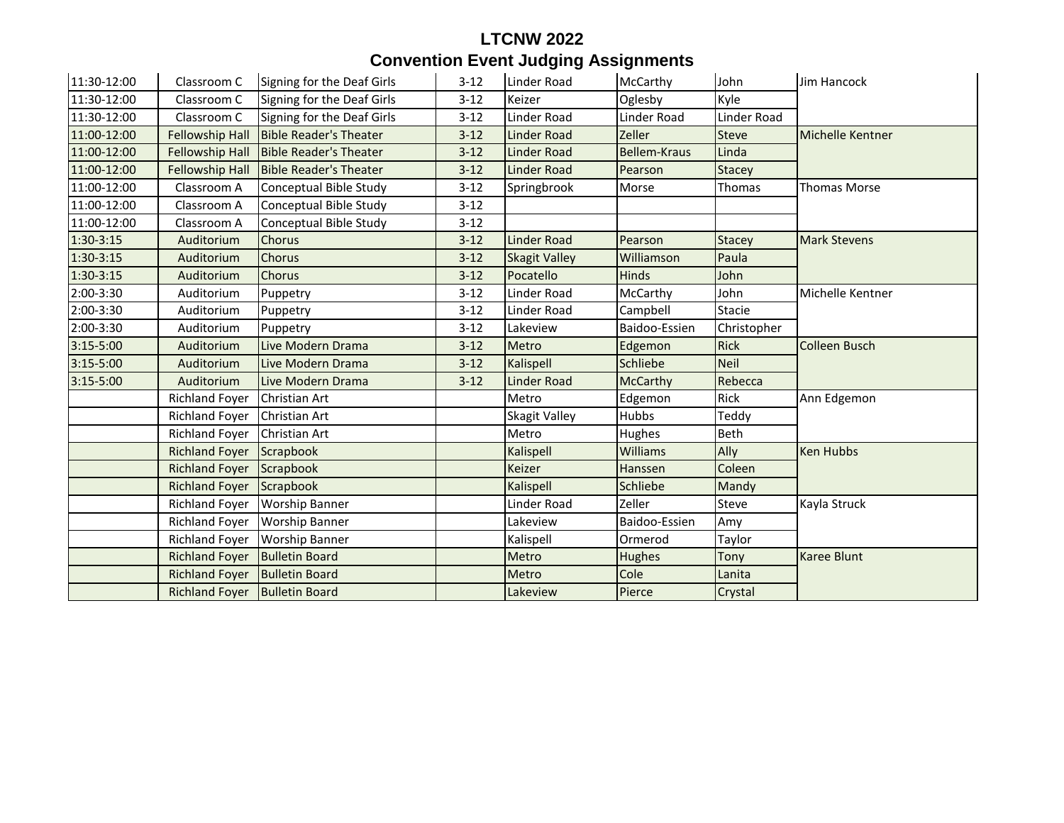# LTCNW 2022
## Convention Event Judging Assignments

| | | | | | | | |
|---|---|---|---|---|---|---|---|
| 11:30-12:00 | Classroom C | Signing for the Deaf Girls | 3-12 | Linder Road | McCarthy | John | Jim Hancock |
| 11:30-12:00 | Classroom C | Signing for the Deaf Girls | 3-12 | Keizer | Oglesby | Kyle | |
| 11:30-12:00 | Classroom C | Signing for the Deaf Girls | 3-12 | Linder Road | Linder Road | Linder Road | |
| 11:00-12:00 | Fellowship Hall | Bible Reader's Theater | 3-12 | Linder Road | Zeller | Steve | Michelle Kentner |
| 11:00-12:00 | Fellowship Hall | Bible Reader's Theater | 3-12 | Linder Road | Bellem-Kraus | Linda | |
| 11:00-12:00 | Fellowship Hall | Bible Reader's Theater | 3-12 | Linder Road | Pearson | Stacey | |
| 11:00-12:00 | Classroom A | Conceptual Bible Study | 3-12 | Springbrook | Morse | Thomas | Thomas Morse |
| 11:00-12:00 | Classroom A | Conceptual Bible Study | 3-12 | | | | |
| 11:00-12:00 | Classroom A | Conceptual Bible Study | 3-12 | | | | |
| 1:30-3:15 | Auditorium | Chorus | 3-12 | Linder Road | Pearson | Stacey | Mark Stevens |
| 1:30-3:15 | Auditorium | Chorus | 3-12 | Skagit Valley | Williamson | Paula | |
| 1:30-3:15 | Auditorium | Chorus | 3-12 | Pocatello | Hinds | John | |
| 2:00-3:30 | Auditorium | Puppetry | 3-12 | Linder Road | McCarthy | John | Michelle Kentner |
| 2:00-3:30 | Auditorium | Puppetry | 3-12 | Linder Road | Campbell | Stacie | |
| 2:00-3:30 | Auditorium | Puppetry | 3-12 | Lakeview | Baidoo-Essien | Christopher | |
| 3:15-5:00 | Auditorium | Live Modern Drama | 3-12 | Metro | Edgemon | Rick | Colleen Busch |
| 3:15-5:00 | Auditorium | Live Modern Drama | 3-12 | Kalispell | Schliebe | Neil | |
| 3:15-5:00 | Auditorium | Live Modern Drama | 3-12 | Linder Road | McCarthy | Rebecca | |
| | Richland Foyer | Christian Art | | Metro | Edgemon | Rick | Ann Edgemon |
| | Richland Foyer | Christian Art | | Skagit Valley | Hubbs | Teddy | |
| | Richland Foyer | Christian Art | | Metro | Hughes | Beth | |
| | Richland Foyer | Scrapbook | | Kalispell | Williams | Ally | Ken Hubbs |
| | Richland Foyer | Scrapbook | | Keizer | Hanssen | Coleen | |
| | Richland Foyer | Scrapbook | | Kalispell | Schliebe | Mandy | |
| | Richland Foyer | Worship Banner | | Linder Road | Zeller | Steve | Kayla Struck |
| | Richland Foyer | Worship Banner | | Lakeview | Baidoo-Essien | Amy | |
| | Richland Foyer | Worship Banner | | Kalispell | Ormerod | Taylor | |
| | Richland Foyer | Bulletin Board | | Metro | Hughes | Tony | Karee Blunt |
| | Richland Foyer | Bulletin Board | | Metro | Cole | Lanita | |
| | Richland Foyer | Bulletin Board | | Lakeview | Pierce | Crystal | |